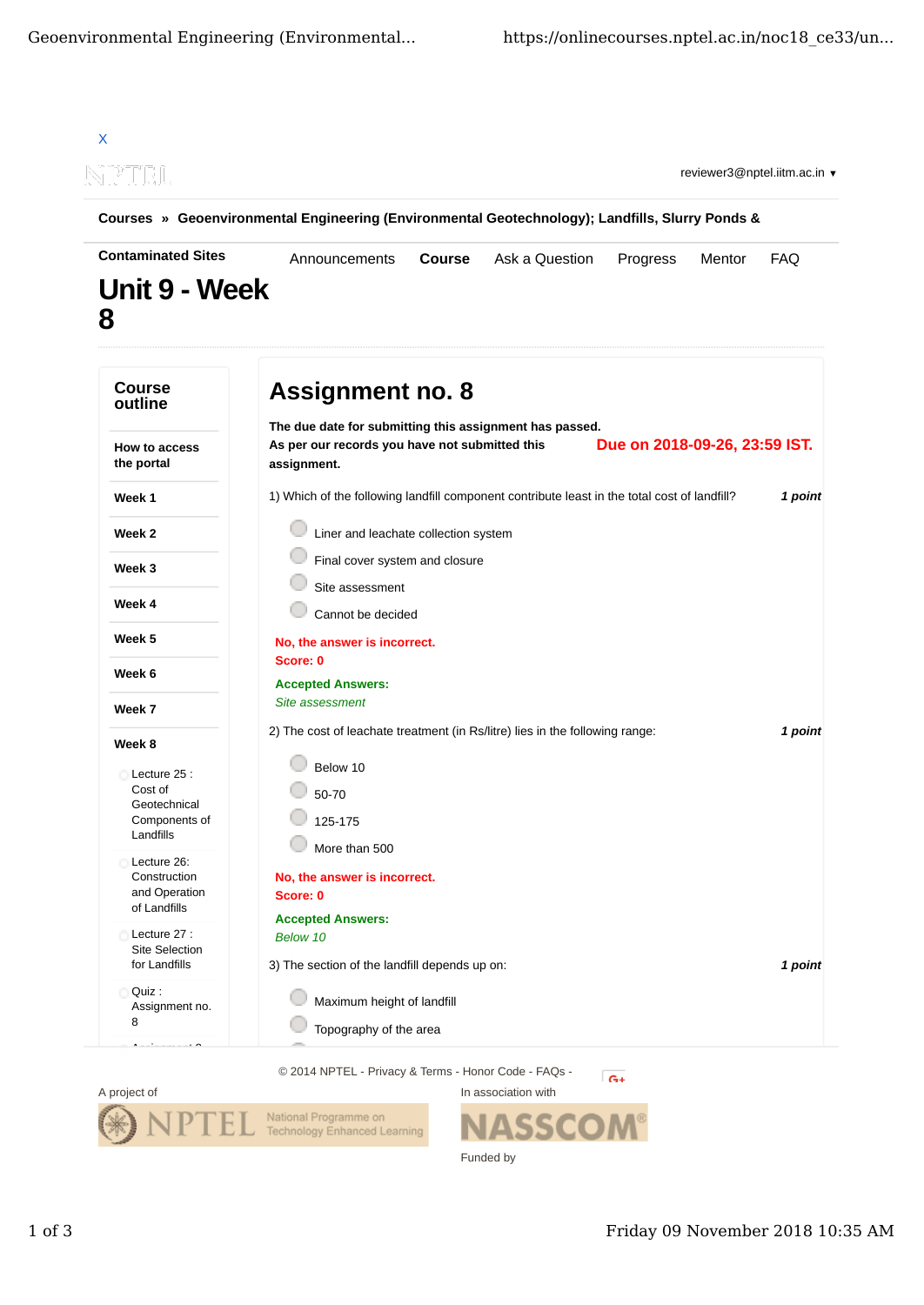X

reviewer3@nptel.iitm.ac.in ▼

**Courses » Geoenvironmental Engineering (Environmental Geotechnology); Landfills, Slurry Ponds & Contaminated Sites**

Announcements | **Course** | Ask a Question | Progress | Mentor | FAQ

# Unit 9 - Week 8

## Course outline

- How to access the portal
- Week 1
- Week 2
- Week 3
- Week 4
- Week 5
- Week 6
- Week 7
- Week 8
  - Lecture 25 : Cost of Geotechnical Components of Landfills
  - Lecture 26: Construction and Operation of Landfills
  - Lecture 27 : Site Selection for Landfills
  - Quiz : Assignment no. 8

# Assignment no. 8

**The due date for submitting this assignment has passed.**
**As per our records you have not submitted this assignment.**

**Due on 2018-09-26, 23:59 IST.**

1) Which of the following landfill component contribute least in the total cost of landfill? ***1 point***

- Liner and leachate collection system
- Final cover system and closure
- Site assessment
- Cannot be decided

**No, the answer is incorrect.**
**Score: 0**

**Accepted Answers:**
*Site assessment*

2) The cost of leachate treatment (in Rs/litre) lies in the following range: ***1 point***

- Below 10
- 50-70
- 125-175
- More than 500

**No, the answer is incorrect.**
**Score: 0**

**Accepted Answers:**
*Below 10*

3) The section of the landfill depends up on: ***1 point***

- Maximum height of landfill
- Topography of the area

© 2014 NPTEL - Privacy & Terms - Honor Code - FAQs -

A project of

NPTEL National Programme on Technology Enhanced Learning

In association with

NASSCOM

Funded by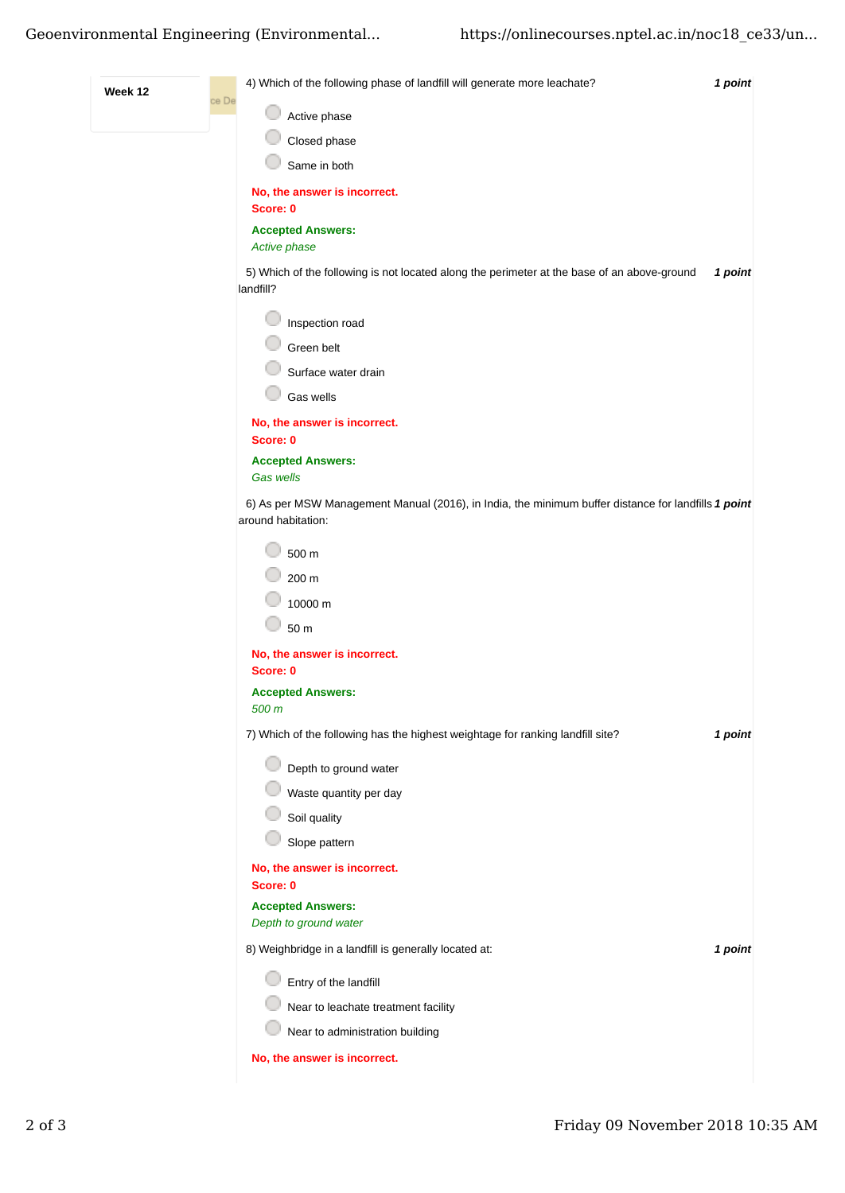**Week 12**

4) Which of the following phase of landfill will generate more leachate? *1 point*

- Active phase
- Closed phase
- Same in both

**No, the answer is incorrect.**
**Score: 0**

**Accepted Answers:**
*Active phase*

5) Which of the following is not located along the perimeter at the base of an above-ground landfill? *1 point*

- Inspection road
- Green belt
- Surface water drain
- Gas wells

**No, the answer is incorrect.**
**Score: 0**

**Accepted Answers:**
*Gas wells*

6) As per MSW Management Manual (2016), in India, the minimum buffer distance for landfills around habitation: *1 point*

- 500 m
- 200 m
- 10000 m
- 50 m

**No, the answer is incorrect.**
**Score: 0**

**Accepted Answers:**
*500 m*

7) Which of the following has the highest weightage for ranking landfill site? *1 point*

- Depth to ground water
- Waste quantity per day
- Soil quality
- Slope pattern

**No, the answer is incorrect.**
**Score: 0**

**Accepted Answers:**
*Depth to ground water*

8) Weighbridge in a landfill is generally located at: *1 point*

- Entry of the landfill
- Near to leachate treatment facility
- Near to administration building

**No, the answer is incorrect.**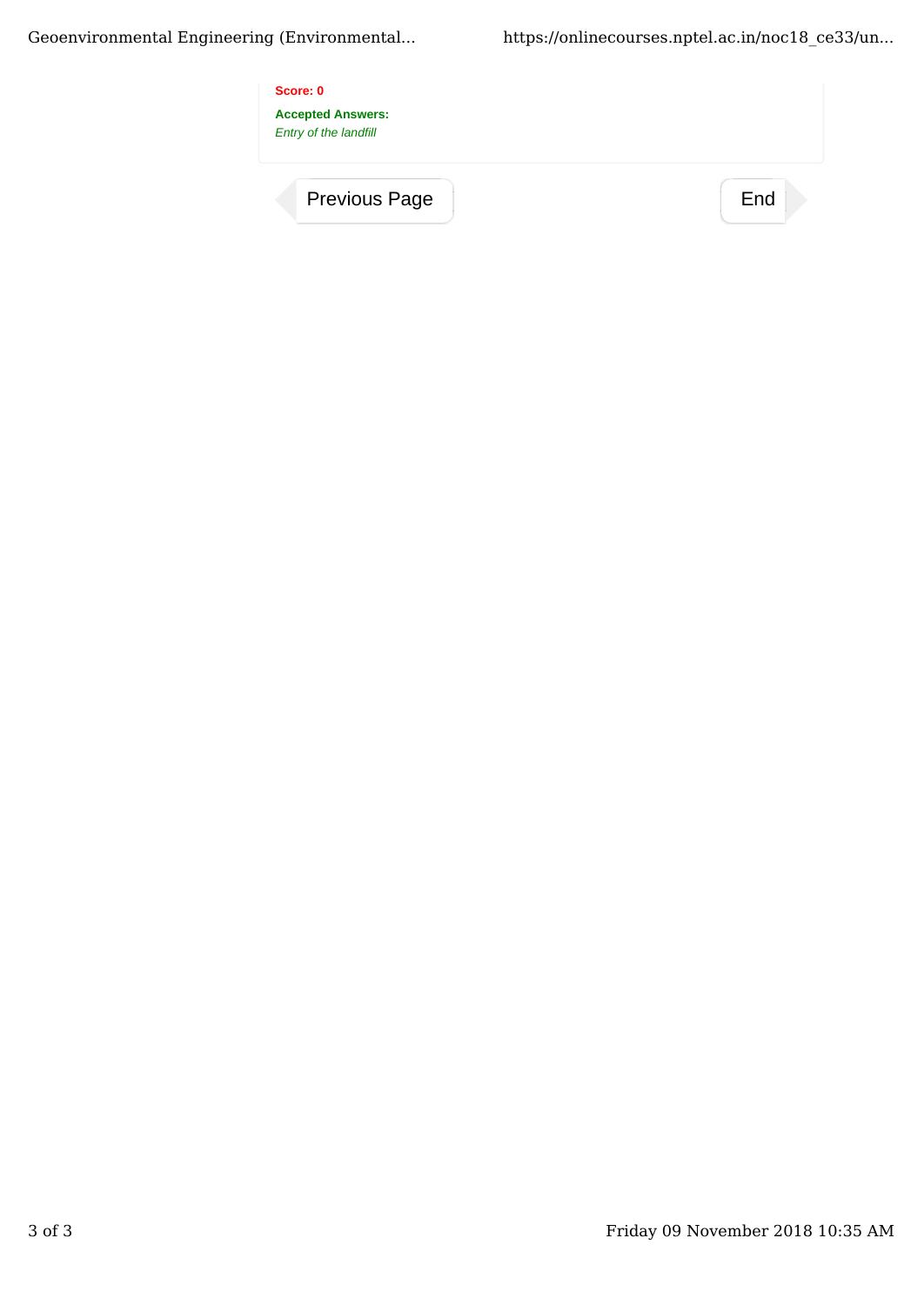**Score: 0**

**Accepted Answers:**

*Entry of the landfill*

Previous Page

End